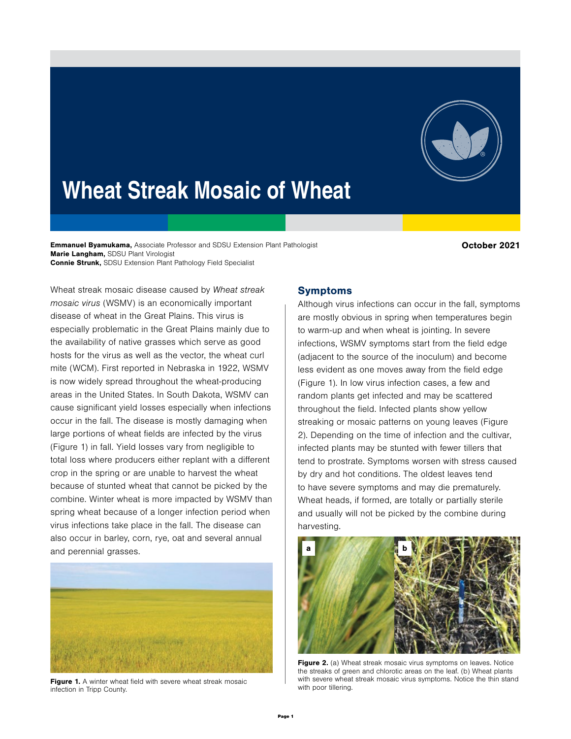# Wheat Streak Mosaic of Wheat

**Emmanuel Byamukama,** Associate Professor and SDSU Extension Plant Pathologist
**Marie Langham,** SDSU Plant Virologist
**Connie Strunk,** SDSU Extension Plant Pathology Field Specialist

**October 2021**

Wheat streak mosaic disease caused by *Wheat streak mosaic virus* (WSMV) is an economically important disease of wheat in the Great Plains. This virus is especially problematic in the Great Plains mainly due to the availability of native grasses which serve as good hosts for the virus as well as the vector, the wheat curl mite (WCM). First reported in Nebraska in 1922, WSMV is now widely spread throughout the wheat-producing areas in the United States. In South Dakota, WSMV can cause significant yield losses especially when infections occur in the fall. The disease is mostly damaging when large portions of wheat fields are infected by the virus (Figure 1) in fall. Yield losses vary from negligible to total loss where producers either replant with a different crop in the spring or are unable to harvest the wheat because of stunted wheat that cannot be picked by the combine. Winter wheat is more impacted by WSMV than spring wheat because of a longer infection period when virus infections take place in the fall. The disease can also occur in barley, corn, rye, oat and several annual and perennial grasses.

**Figure 1.** A winter wheat field with severe wheat streak mosaic infection in Tripp County.

## Symptoms

Although virus infections can occur in the fall, symptoms are mostly obvious in spring when temperatures begin to warm-up and when wheat is jointing. In severe infections, WSMV symptoms start from the field edge (adjacent to the source of the inoculum) and become less evident as one moves away from the field edge (Figure 1). In low virus infection cases, a few and random plants get infected and may be scattered throughout the field. Infected plants show yellow streaking or mosaic patterns on young leaves (Figure 2). Depending on the time of infection and the cultivar, infected plants may be stunted with fewer tillers that tend to prostrate. Symptoms worsen with stress caused by dry and hot conditions. The oldest leaves tend to have severe symptoms and may die prematurely. Wheat heads, if formed, are totally or partially sterile and usually will not be picked by the combine during harvesting.

**Figure 2.** (a) Wheat streak mosaic virus symptoms on leaves. Notice the streaks of green and chlorotic areas on the leaf. (b) Wheat plants with severe wheat streak mosaic virus symptoms. Notice the thin stand with poor tillering.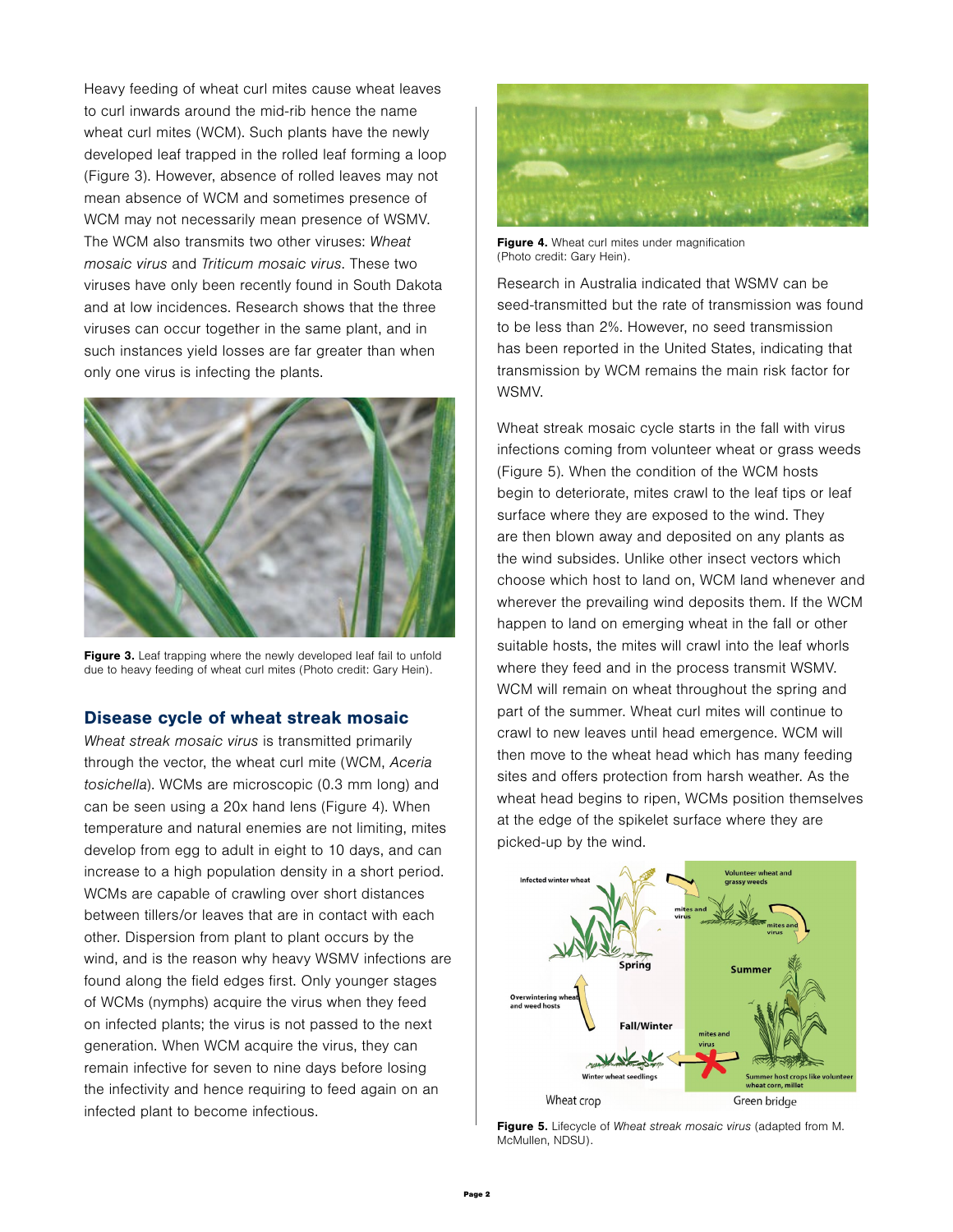Heavy feeding of wheat curl mites cause wheat leaves to curl inwards around the mid-rib hence the name wheat curl mites (WCM). Such plants have the newly developed leaf trapped in the rolled leaf forming a loop (Figure 3). However, absence of rolled leaves may not mean absence of WCM and sometimes presence of WCM may not necessarily mean presence of WSMV. The WCM also transmits two other viruses: *Wheat mosaic virus* and *Triticum mosaic virus*. These two viruses have only been recently found in South Dakota and at low incidences. Research shows that the three viruses can occur together in the same plant, and in such instances yield losses are far greater than when only one virus is infecting the plants.

**Figure 3.** Leaf trapping where the newly developed leaf fail to unfold due to heavy feeding of wheat curl mites (Photo credit: Gary Hein).

## Disease cycle of wheat streak mosaic

*Wheat streak mosaic virus* is transmitted primarily through the vector, the wheat curl mite (WCM, *Aceria tosichella*). WCMs are microscopic (0.3 mm long) and can be seen using a 20x hand lens (Figure 4). When temperature and natural enemies are not limiting, mites develop from egg to adult in eight to 10 days, and can increase to a high population density in a short period. WCMs are capable of crawling over short distances between tillers/or leaves that are in contact with each other. Dispersion from plant to plant occurs by the wind, and is the reason why heavy WSMV infections are found along the field edges first. Only younger stages of WCMs (nymphs) acquire the virus when they feed on infected plants; the virus is not passed to the next generation. When WCM acquire the virus, they can remain infective for seven to nine days before losing the infectivity and hence requiring to feed again on an infected plant to become infectious.

**Figure 4.** Wheat curl mites under magnification (Photo credit: Gary Hein).

Research in Australia indicated that WSMV can be seed-transmitted but the rate of transmission was found to be less than 2%. However, no seed transmission has been reported in the United States, indicating that transmission by WCM remains the main risk factor for WSMV.

Wheat streak mosaic cycle starts in the fall with virus infections coming from volunteer wheat or grass weeds (Figure 5). When the condition of the WCM hosts begin to deteriorate, mites crawl to the leaf tips or leaf surface where they are exposed to the wind. They are then blown away and deposited on any plants as the wind subsides. Unlike other insect vectors which choose which host to land on, WCM land whenever and wherever the prevailing wind deposits them. If the WCM happen to land on emerging wheat in the fall or other suitable hosts, the mites will crawl into the leaf whorls where they feed and in the process transmit WSMV. WCM will remain on wheat throughout the spring and part of the summer. Wheat curl mites will continue to crawl to new leaves until head emergence. WCM will then move to the wheat head which has many feeding sites and offers protection from harsh weather. As the wheat head begins to ripen, WCMs position themselves at the edge of the spikelet surface where they are picked-up by the wind.

**Figure 5.** Lifecycle of *Wheat streak mosaic virus* (adapted from M. McMullen, NDSU).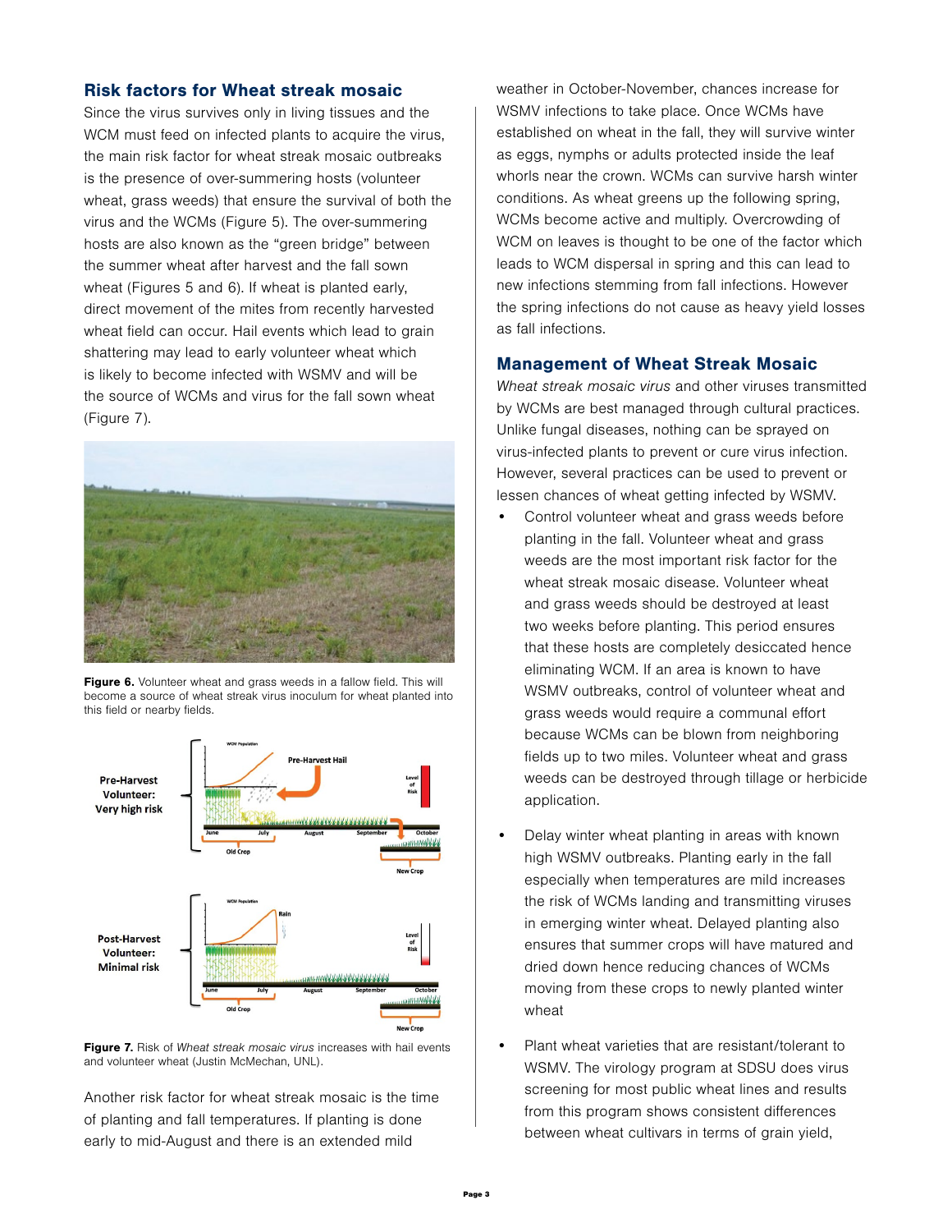## Risk factors for Wheat streak mosaic

Since the virus survives only in living tissues and the WCM must feed on infected plants to acquire the virus, the main risk factor for wheat streak mosaic outbreaks is the presence of over-summering hosts (volunteer wheat, grass weeds) that ensure the survival of both the virus and the WCMs (Figure 5). The over-summering hosts are also known as the "green bridge" between the summer wheat after harvest and the fall sown wheat (Figures 5 and 6). If wheat is planted early, direct movement of the mites from recently harvested wheat field can occur. Hail events which lead to grain shattering may lead to early volunteer wheat which is likely to become infected with WSMV and will be the source of WCMs and virus for the fall sown wheat (Figure 7).

**Figure 6.** Volunteer wheat and grass weeds in a fallow field. This will become a source of wheat streak virus inoculum for wheat planted into this field or nearby fields.

**Figure 7.** Risk of *Wheat streak mosaic virus* increases with hail events and volunteer wheat (Justin McMechan, UNL).

Another risk factor for wheat streak mosaic is the time of planting and fall temperatures. If planting is done early to mid-August and there is an extended mild weather in October-November, chances increase for WSMV infections to take place. Once WCMs have established on wheat in the fall, they will survive winter as eggs, nymphs or adults protected inside the leaf whorls near the crown. WCMs can survive harsh winter conditions. As wheat greens up the following spring, WCMs become active and multiply. Overcrowding of WCM on leaves is thought to be one of the factor which leads to WCM dispersal in spring and this can lead to new infections stemming from fall infections. However the spring infections do not cause as heavy yield losses as fall infections.

## Management of Wheat Streak Mosaic

*Wheat streak mosaic virus* and other viruses transmitted by WCMs are best managed through cultural practices. Unlike fungal diseases, nothing can be sprayed on virus-infected plants to prevent or cure virus infection. However, several practices can be used to prevent or lessen chances of wheat getting infected by WSMV.

- Control volunteer wheat and grass weeds before planting in the fall. Volunteer wheat and grass weeds are the most important risk factor for the wheat streak mosaic disease. Volunteer wheat and grass weeds should be destroyed at least two weeks before planting. This period ensures that these hosts are completely desiccated hence eliminating WCM. If an area is known to have WSMV outbreaks, control of volunteer wheat and grass weeds would require a communal effort because WCMs can be blown from neighboring fields up to two miles. Volunteer wheat and grass weeds can be destroyed through tillage or herbicide application.

- Delay winter wheat planting in areas with known high WSMV outbreaks. Planting early in the fall especially when temperatures are mild increases the risk of WCMs landing and transmitting viruses in emerging winter wheat. Delayed planting also ensures that summer crops will have matured and dried down hence reducing chances of WCMs moving from these crops to newly planted winter wheat

- Plant wheat varieties that are resistant/tolerant to WSMV. The virology program at SDSU does virus screening for most public wheat lines and results from this program shows consistent differences between wheat cultivars in terms of grain yield,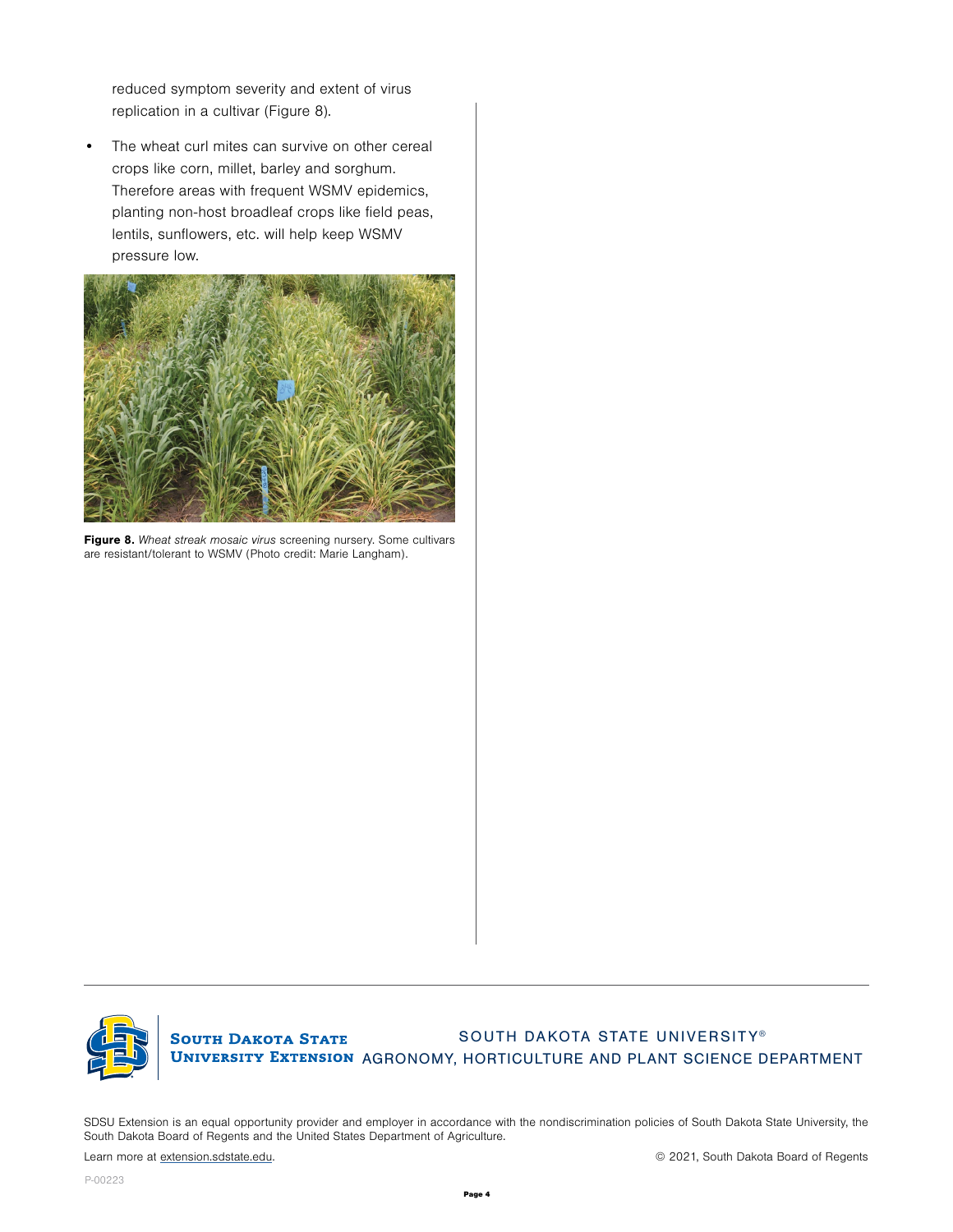reduced symptom severity and extent of virus replication in a cultivar (Figure 8).

- The wheat curl mites can survive on other cereal crops like corn, millet, barley and sorghum. Therefore areas with frequent WSMV epidemics, planting non-host broadleaf crops like field peas, lentils, sunflowers, etc. will help keep WSMV pressure low.

**Figure 8.** *Wheat streak mosaic virus* screening nursery. Some cultivars are resistant/tolerant to WSMV (Photo credit: Marie Langham).

**South Dakota State University Extension**

SOUTH DAKOTA STATE UNIVERSITY®
AGRONOMY, HORTICULTURE AND PLANT SCIENCE DEPARTMENT

SDSU Extension is an equal opportunity provider and employer in accordance with the nondiscrimination policies of South Dakota State University, the South Dakota Board of Regents and the United States Department of Agriculture.

Learn more at extension.sdstate.edu.

© 2021, South Dakota Board of Regents

P-00223